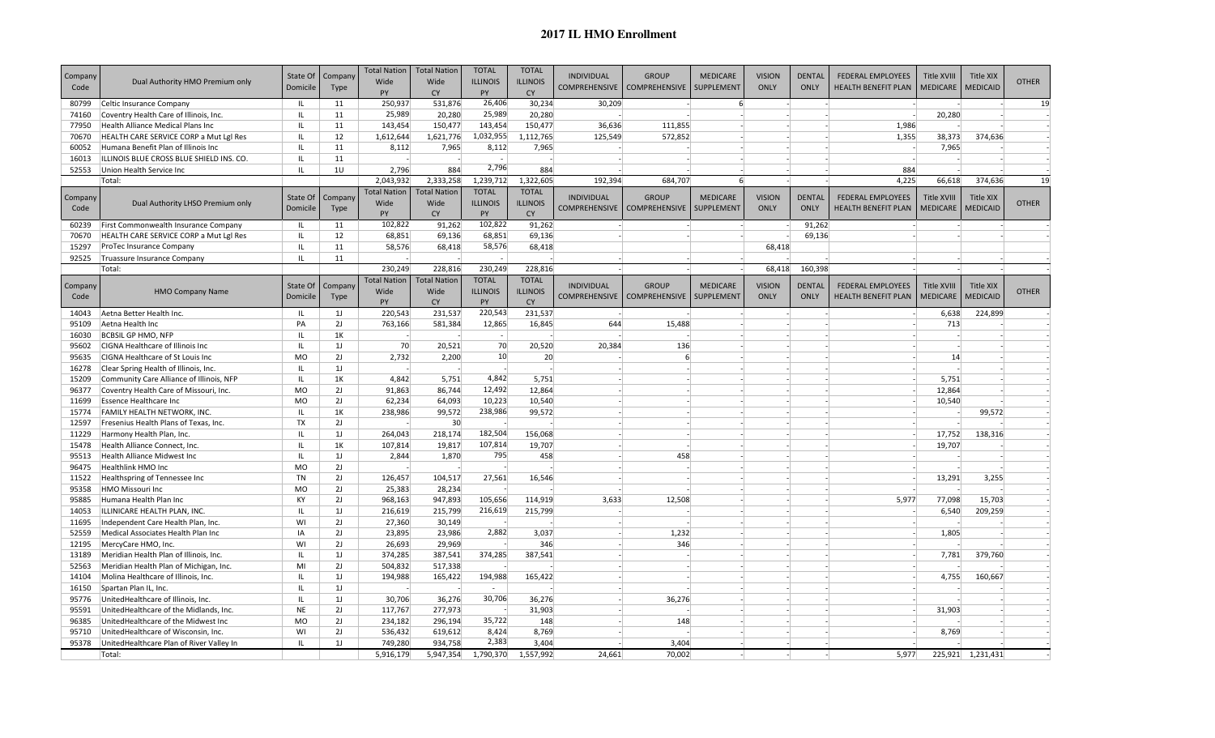# 2017 IL HMO Enrollment

| Company Code | Dual Authority HMO Premium only | State Of Domicile | Company Type | Total Nation Wide PY | Total Nation Wide CY | TOTAL ILLINOIS PY | TOTAL ILLINOIS CY | INDIVIDUAL COMPREHENSIVE | GROUP COMPREHENSIVE | MEDICARE SUPPLEMENT | VISION ONLY | DENTAL ONLY | FEDERAL EMPLOYEES HEALTH BENEFIT PLAN | Title XVIII MEDICARE | Title XIX MEDICAID | OTHER |
|---|---|---|---|---|---|---|---|---|---|---|---|---|---|---|---|---|
| 80799 | Celtic Insurance Company | IL | 11 | 250,937 | 531,876 | 26,406 | 30,234 | 30,209 | - | 6 | - | - | - | - | - | 19 |
| 74160 | Coventry Health Care of Illinois, Inc. | IL | 11 | 25,989 | 20,280 | 25,989 | 20,280 | - | - | - | - | - | - | 20,280 | - | - |
| 77950 | Health Alliance Medical Plans Inc | IL | 11 | 143,454 | 150,477 | 143,454 | 150,477 | 36,636 | 111,855 | - | - | - | 1,986 | - | - | - |
| 70670 | HEALTH CARE SERVICE CORP a Mut Lgl Res | IL | 12 | 1,612,644 | 1,621,776 | 1,032,955 | 1,112,765 | 125,549 | 572,852 | - | - | - | 1,355 | 38,373 | 374,636 | - |
| 60052 | Humana Benefit Plan of Illinois Inc | IL | 11 | 8,112 | 7,965 | 8,112 | 7,965 | - | - | - | - | - | - | 7,965 | - | - |
| 16013 | ILLINOIS BLUE CROSS BLUE SHIELD INS. CO. | IL | 11 | - | - | - | - | - | - | - | - | - | - | - | - | - |
| 52553 | Union Health Service Inc | IL | 1U | 2,796 | 884 | 2,796 | 884 | - | 884 | - | - | - | 884 | - | - | - |
| | Total: | | | 2,043,932 | 2,333,258 | 1,239,712 | 1,322,605 | 192,394 | 684,707 | 6 | - | - | 4,225 | 66,618 | 374,636 | 19 |

| Company Code | Dual Authority LHSO Premium only | State Of Domicile | Company Type | Total Nation Wide PY | Total Nation Wide CY | TOTAL ILLINOIS PY | TOTAL ILLINOIS CY | INDIVIDUAL COMPREHENSIVE | GROUP COMPREHENSIVE | MEDICARE SUPPLEMENT | VISION ONLY | DENTAL ONLY | FEDERAL EMPLOYEES HEALTH BENEFIT PLAN | Title XVIII MEDICARE | Title XIX MEDICAID | OTHER |
|---|---|---|---|---|---|---|---|---|---|---|---|---|---|---|---|---|
| 60239 | First Commonwealth Insurance Company | IL | 11 | 102,822 | 91,262 | 102,822 | 91,262 | - | - | - | - | 91,262 | - | - | - | - |
| 70670 | HEALTH CARE SERVICE CORP a Mut Lgl Res | IL | 12 | 68,851 | 69,136 | 68,851 | 69,136 | - | - | - | - | 69,136 | - | - | - | - |
| 15297 | ProTec Insurance Company | IL | 11 | 58,576 | 68,418 | 58,576 | 68,418 | - | - | - | 68,418 | | | | | |
| 92525 | Truassure Insurance Company | IL | 11 | - | - | - | - | - | - | - | - | - | - | - | - | - |
| | Total: | | | 230,249 | 228,816 | 230,249 | 228,816 | - | - | - | 68,418 | 160,398 | - | - | - | - |

| Company Code | HMO Company Name | State Of Domicile | Company Type | Total Nation Wide PY | Total Nation Wide CY | TOTAL ILLINOIS PY | TOTAL ILLINOIS CY | INDIVIDUAL COMPREHENSIVE | GROUP COMPREHENSIVE | MEDICARE SUPPLEMENT | VISION ONLY | DENTAL ONLY | FEDERAL EMPLOYEES HEALTH BENEFIT PLAN | Title XVIII MEDICARE | Title XIX MEDICAID | OTHER |
|---|---|---|---|---|---|---|---|---|---|---|---|---|---|---|---|---|
| 14043 | Aetna Better Health Inc. | IL | 1J | 220,543 | 231,537 | 220,543 | 231,537 | - | - | - | - | - | - | 6,638 | 224,899 | - |
| 95109 | Aetna Health Inc | PA | 2J | 763,166 | 581,384 | 12,865 | 16,845 | 644 | 15,488 | - | - | - | - | 713 | - | - |
| 16030 | BCBSIL GP HMO, NFP | IL | 1K | - | - | - | - | - | - | - | - | - | - | - | - | - |
| 95602 | CIGNA Healthcare of Illinois Inc | IL | 1J | 70 | 20,521 | 70 | 20,520 | 20,384 | 136 | - | - | - | - | - | - | - |
| 95635 | CIGNA Healthcare of St Louis Inc | MO | 2J | 2,732 | 2,200 | 10 | 20 | - | 6 | - | - | - | - | 14 | - | - |
| 16278 | Clear Spring Health of Illinois, Inc. | IL | 1J | - | - | - | - | - | - | - | - | - | - | - | - | - |
| 15209 | Community Care Alliance of Illinois, NFP | IL | 1K | 4,842 | 5,751 | 4,842 | 5,751 | - | - | - | - | - | - | 5,751 | - | - |
| 96377 | Coventry Health Care of Missouri, Inc. | MO | 2J | 91,863 | 86,744 | 12,492 | 12,864 | - | - | - | - | - | - | 12,864 | - | - |
| 11699 | Essence Healthcare Inc | MO | 2J | 62,234 | 64,093 | 10,223 | 10,540 | - | - | - | - | - | - | 10,540 | - | - |
| 15774 | FAMILY HEALTH NETWORK, INC. | IL | 1K | 238,986 | 99,572 | 238,986 | 99,572 | - | - | - | - | - | - | - | 99,572 | - |
| 12597 | Fresenius Health Plans of Texas, Inc. | TX | 2J | - | 30 | - | - | - | - | - | - | - | - | - | - | - |
| 11229 | Harmony Health Plan, Inc. | IL | 1J | 264,043 | 218,174 | 182,504 | 156,068 | - | - | - | - | - | - | 17,752 | 138,316 | - |
| 15478 | Health Alliance Connect, Inc. | IL | 1K | 107,814 | 19,817 | 107,814 | 19,707 | - | - | - | - | - | - | 19,707 | - | - |
| 95513 | Health Alliance Midwest Inc | IL | 1J | 2,844 | 1,870 | 795 | 458 | - | 458 | - | - | - | - | - | - | - |
| 96475 | Healthlink HMO Inc | MO | 2J | - | - | - | - | - | - | - | - | - | - | - | - | - |
| 11522 | Healthspring of Tennessee Inc | TN | 2J | 126,457 | 104,517 | 27,561 | 16,546 | - | - | - | - | - | - | 13,291 | 3,255 | - |
| 95358 | HMO Missouri Inc | MO | 2J | 25,383 | 28,234 | - | - | - | - | - | - | - | - | - | - | - |
| 95885 | Humana Health Plan Inc | KY | 2J | 968,163 | 947,893 | 105,656 | 114,919 | 3,633 | 12,508 | - | - | - | 5,977 | 77,098 | 15,703 | - |
| 14053 | ILLINICARE HEALTH PLAN, INC. | IL | 1J | 216,619 | 215,799 | 216,619 | 215,799 | - | - | - | - | - | - | 6,540 | 209,259 | - |
| 11695 | Independent Care Health Plan, Inc. | WI | 2J | 27,360 | 30,149 | - | - | - | - | - | - | - | - | - | - | - |
| 52559 | Medical Associates Health Plan Inc | IA | 2J | 23,895 | 23,986 | 2,882 | 3,037 | - | 1,232 | - | - | - | - | 1,805 | - | - |
| 12195 | MercyCare HMO, Inc. | WI | 2J | 26,693 | 29,969 | - | 346 | - | 346 | - | - | - | - | - | - | - |
| 13189 | Meridian Health Plan of Illinois, Inc. | IL | 1J | 374,285 | 387,541 | 374,285 | 387,541 | - | - | - | - | - | - | 7,781 | 379,760 | - |
| 52563 | Meridian Health Plan of Michigan, Inc. | MI | 2J | 504,832 | 517,338 | - | - | - | - | - | - | - | - | - | - | - |
| 14104 | Molina Healthcare of Illinois, Inc. | IL | 1J | 194,988 | 165,422 | 194,988 | 165,422 | - | - | - | - | - | - | 4,755 | 160,667 | - |
| 16150 | Spartan Plan IL, Inc. | IL | 1J | - | - | - | - | - | - | - | - | - | - | - | - | - |
| 95776 | UnitedHealthcare of Illinois, Inc. | IL | 1J | 30,706 | 36,276 | 30,706 | 36,276 | - | 36,276 | - | - | - | - | - | - | - |
| 95591 | UnitedHealthcare of the Midlands, Inc. | NE | 2J | 117,767 | 277,973 | - | 31,903 | - | - | - | - | - | - | 31,903 | - | - |
| 96385 | UnitedHealthcare of the Midwest Inc | MO | 2J | 234,182 | 296,194 | 35,722 | 148 | - | 148 | - | - | - | - | - | - | - |
| 95710 | UnitedHealthcare of Wisconsin, Inc. | WI | 2J | 536,432 | 619,612 | 8,424 | 8,769 | - | - | - | - | - | - | 8,769 | - | - |
| 95378 | UnitedHealthcare Plan of River Valley In | IL | 1J | 749,280 | 934,758 | 2,383 | 3,404 | - | 3,404 | - | - | - | - | - | - | - |
| | Total: | | | 5,916,179 | 5,947,354 | 1,790,370 | 1,557,992 | 24,661 | 70,002 | - | - | - | 5,977 | 225,921 | 1,231,431 | - |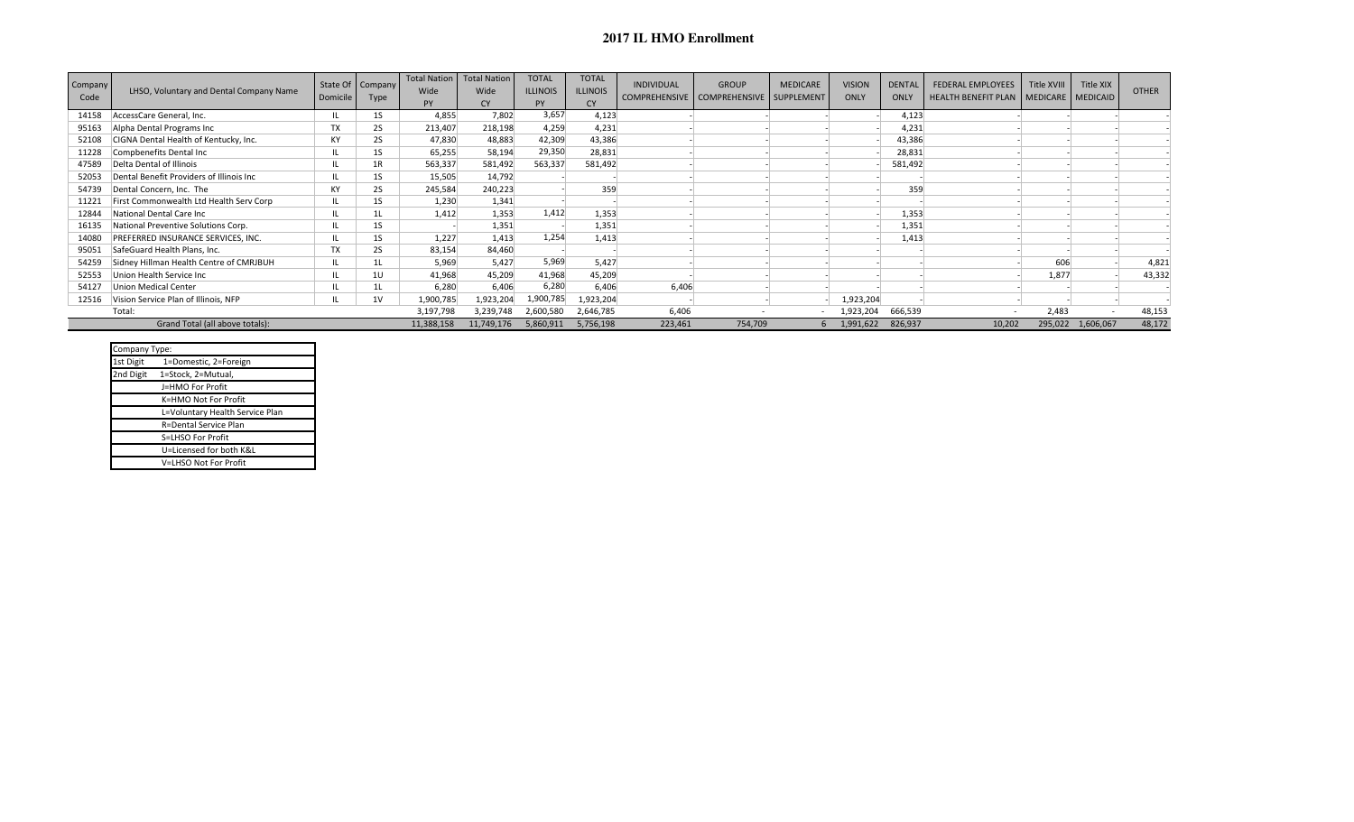# 2017 IL HMO Enrollment

| Company Code | LHSO, Voluntary and Dental Company Name | State Of Domicile | Company Type | Total Nation Wide PY | Total Nation Wide CY | TOTAL ILLINOIS PY | TOTAL ILLINOIS CY | INDIVIDUAL COMPREHENSIVE | GROUP COMPREHENSIVE | MEDICARE SUPPLEMENT | VISION ONLY | DENTAL ONLY | FEDERAL EMPLOYEES HEALTH BENEFIT PLAN | Title XVIII MEDICARE | Title XIX MEDICAID | OTHER |
|---|---|---|---|---|---|---|---|---|---|---|---|---|---|---|---|---|
| 14158 | AccessCare General, Inc. | IL | 1S | 4,855 | 7,802 | 3,657 | 4,123 | - | - | - | - | 4,123 | - | - | - | - |
| 95163 | Alpha Dental Programs Inc | TX | 2S | 213,407 | 218,198 | 4,259 | 4,231 | - | - | - | - | 4,231 | - | - | - | - |
| 52108 | CIGNA Dental Health of Kentucky, Inc. | KY | 2S | 47,830 | 48,883 | 42,309 | 43,386 | - | - | - | - | 43,386 | - | - | - | - |
| 11228 | Compbenefits Dental Inc | IL | 1S | 65,255 | 58,194 | 29,350 | 28,831 | - | - | - | - | 28,831 | - | - | - | - |
| 47589 | Delta Dental of Illinois | IL | 1R | 563,337 | 581,492 | 563,337 | 581,492 | - | - | - | - | 581,492 | - | - | - | - |
| 52053 | Dental Benefit Providers of Illinois Inc | IL | 1S | 15,505 | 14,792 | - | - | - | - | - | - | - | - | - | - | - |
| 54739 | Dental Concern, Inc. The | KY | 2S | 245,584 | 240,223 | - | 359 | - | - | - | - | 359 | - | - | - | - |
| 11221 | First Commonwealth Ltd Health Serv Corp | IL | 1S | 1,230 | 1,341 | - | - | - | - | - | - | - | - | - | - | - |
| 12844 | National Dental Care Inc | IL | 1L | 1,412 | 1,353 | 1,412 | 1,353 | - | - | - | - | 1,353 | - | - | - | - |
| 16135 | National Preventive Solutions Corp. | IL | 1S | - | 1,351 | - | 1,351 | - | - | - | - | 1,351 | - | - | - | - |
| 14080 | PREFERRED INSURANCE SERVICES, INC. | IL | 1S | 1,227 | 1,413 | 1,254 | 1,413 | - | - | - | - | 1,413 | - | - | - | - |
| 95051 | SafeGuard Health Plans, Inc. | TX | 2S | 83,154 | 84,460 | - | - | - | - | - | - | - | - | - | - | - |
| 54259 | Sidney Hillman Health Centre of CMRJBUH | IL | 1L | 5,969 | 5,427 | 5,969 | 5,427 | - | - | - | - | - | - | 606 | - | 4,821 |
| 52553 | Union Health Service Inc | IL | 1U | 41,968 | 45,209 | 41,968 | 45,209 | - | - | - | - | - | - | 1,877 | - | 43,332 |
| 54127 | Union Medical Center | IL | 1L | 6,280 | 6,406 | 6,280 | 6,406 | 6,406 | - | - | - | - | - | - | - | - |
| 12516 | Vision Service Plan of Illinois, NFP | IL | 1V | 1,900,785 | 1,923,204 | 1,900,785 | 1,923,204 | - | - | - | 1,923,204 | - | - | - | - | - |
| | Total: | | | 3,197,798 | 3,239,748 | 2,600,580 | 2,646,785 | 6,406 | - | - | 1,923,204 | 666,539 | - | 2,483 | - | 48,153 |
| | Grand Total (all above totals): | | | 11,388,158 | 11,749,176 | 5,860,911 | 5,756,198 | 223,461 | 754,709 | 6 | 1,991,622 | 826,937 | 10,202 | 295,022 | 1,606,067 | 48,172 |

| Company Type: | |
|---|---|
| 1st Digit | 1=Domestic, 2=Foreign |
| 2nd Digit | 1=Stock, 2=Mutual, |
| | J=HMO For Profit |
| | K=HMO Not For Profit |
| | L=Voluntary Health Service Plan |
| | R=Dental Service Plan |
| | S=LHSO For Profit |
| | U=Licensed for both K&L |
| | V=LHSO Not For Profit |